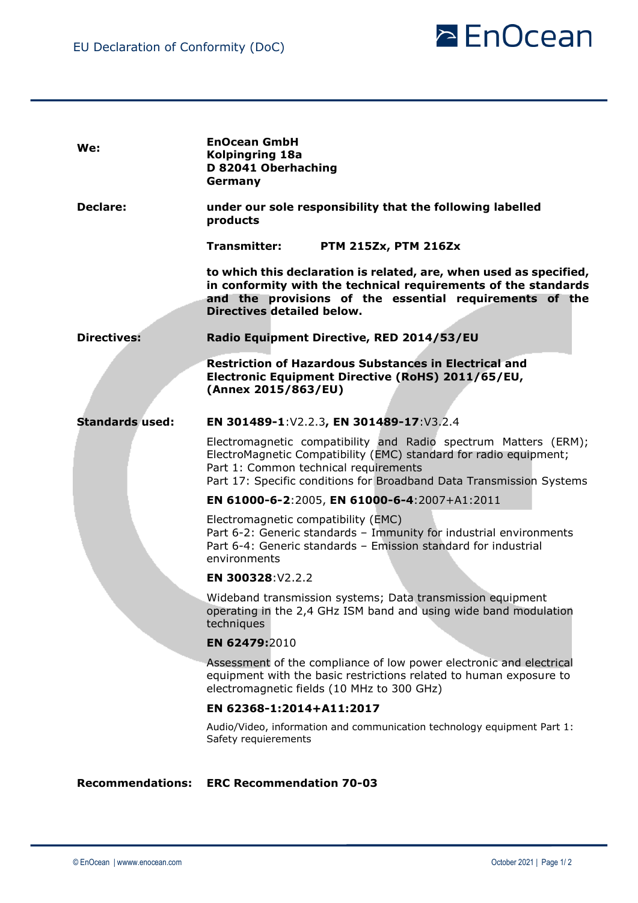# EU Declaration of Conformity (DoC)

**We:** **EnOcean GmbH**
**Kolpingring 18a**
**D 82041 Oberhaching**
**Germany**

**Declare:** **under our sole responsibility that the following labelled products**

**Transmitter:** **PTM 215Zx, PTM 216Zx**

**to which this declaration is related, are, when used as specified, in conformity with the technical requirements of the standards and the provisions of the essential requirements of the Directives detailed below.**

**Directives:** **Radio Equipment Directive, RED 2014/53/EU**

**Restriction of Hazardous Substances in Electrical and Electronic Equipment Directive (RoHS) 2011/65/EU, (Annex 2015/863/EU)**

**Standards used:** **EN 301489-1**:V2.2.3**, EN 301489-17**:V3.2.4

Electromagnetic compatibility and Radio spectrum Matters (ERM); ElectroMagnetic Compatibility (EMC) standard for radio equipment;
Part 1: Common technical requirements
Part 17: Specific conditions for Broadband Data Transmission Systems

**EN 61000-6-2**:2005, **EN 61000-6-4**:2007+A1:2011

Electromagnetic compatibility (EMC)
Part 6-2: Generic standards – Immunity for industrial environments
Part 6-4: Generic standards – Emission standard for industrial environments

**EN 300328**:V2.2.2

Wideband transmission systems; Data transmission equipment operating in the 2,4 GHz ISM band and using wide band modulation techniques

**EN 62479:**2010

Assessment of the compliance of low power electronic and electrical equipment with the basic restrictions related to human exposure to electromagnetic fields (10 MHz to 300 GHz)

**EN 62368-1:2014+A11:2017**

Audio/Video, information and communication technology equipment Part 1: Safety requierements

**Recommendations:** **ERC Recommendation 70-03**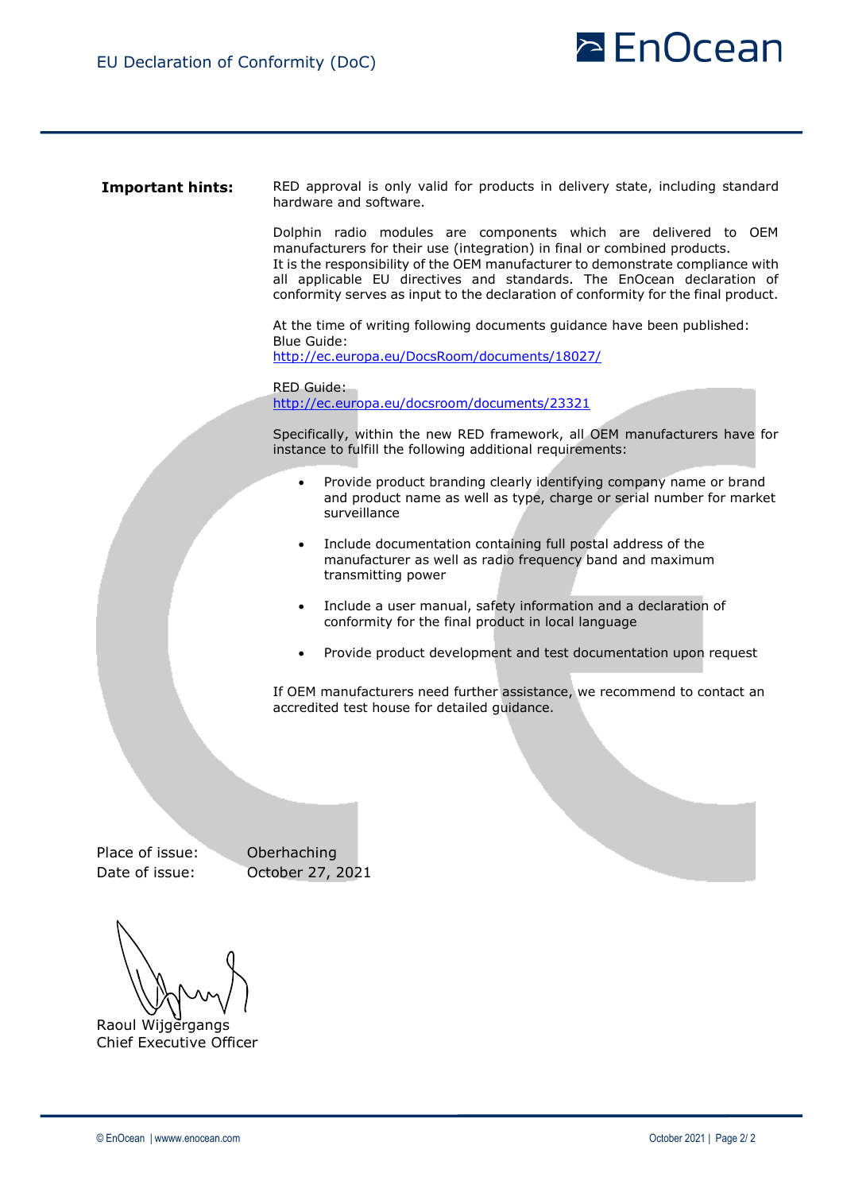**Important hints:**

RED approval is only valid for products in delivery state, including standard hardware and software.

Dolphin radio modules are components which are delivered to OEM manufacturers for their use (integration) in final or combined products.
It is the responsibility of the OEM manufacturer to demonstrate compliance with all applicable EU directives and standards. The EnOcean declaration of conformity serves as input to the declaration of conformity for the final product.

At the time of writing following documents guidance have been published:
Blue Guide:
http://ec.europa.eu/DocsRoom/documents/18027/

RED Guide:
http://ec.europa.eu/docsroom/documents/23321

Specifically, within the new RED framework, all OEM manufacturers have for instance to fulfill the following additional requirements:

- Provide product branding clearly identifying company name or brand and product name as well as type, charge or serial number for market surveillance
- Include documentation containing full postal address of the manufacturer as well as radio frequency band and maximum transmitting power
- Include a user manual, safety information and a declaration of conformity for the final product in local language
- Provide product development and test documentation upon request

If OEM manufacturers need further assistance, we recommend to contact an accredited test house for detailed guidance.

Place of issue: Oberhaching
Date of issue: October 27, 2021

Raoul Wijgergangs
Chief Executive Officer